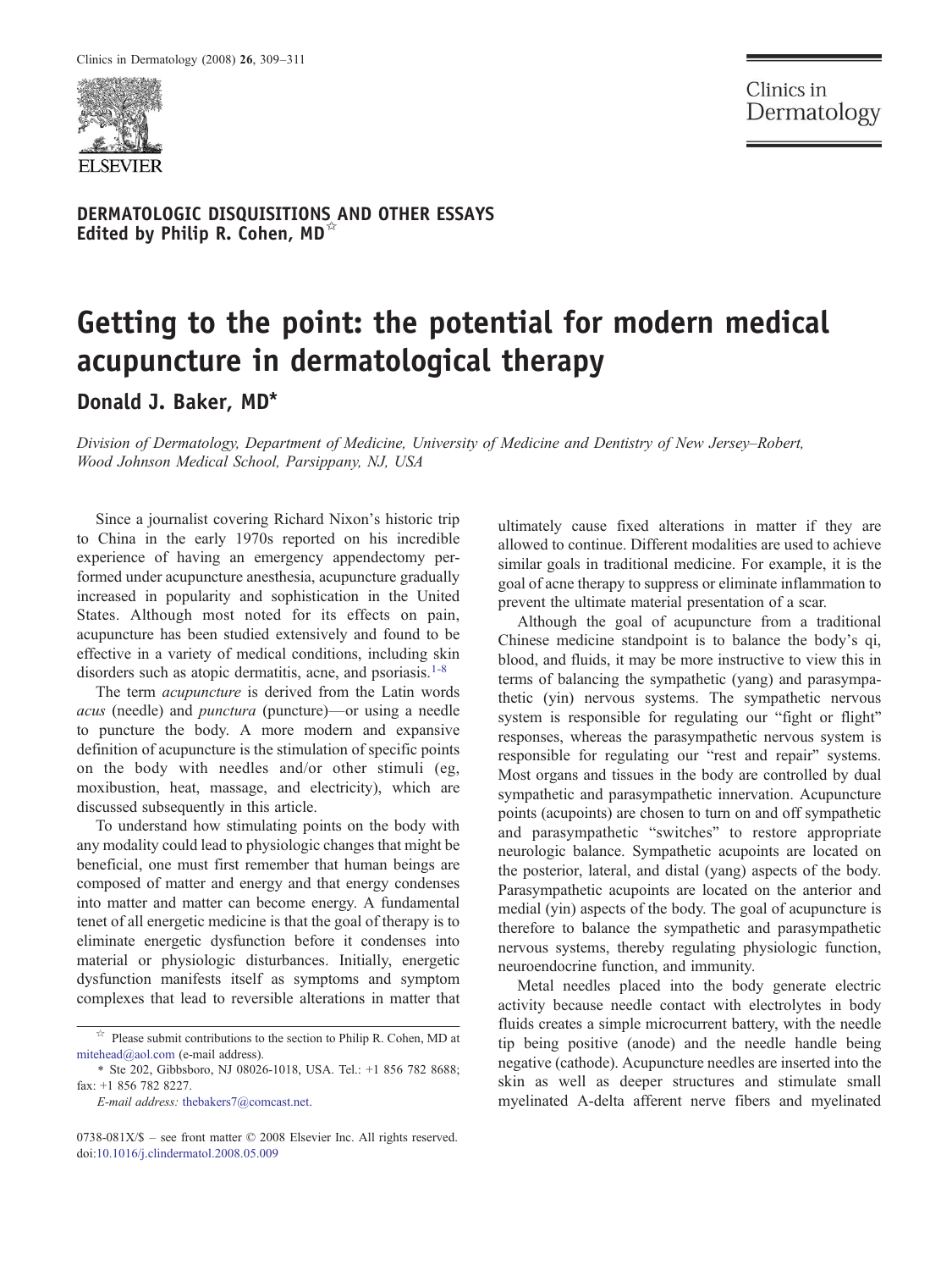DERMATOLOGIC DISQUISITIONS AND OTHER ESSAYS
Edited by Philip R. Cohen, MD☆

# Getting to the point: the potential for modern medical acupuncture in dermatological therapy

**Donald J. Baker, MD***

*Division of Dermatology, Department of Medicine, University of Medicine and Dentistry of New Jersey–Robert, Wood Johnson Medical School, Parsippany, NJ, USA*

Since a journalist covering Richard Nixon's historic trip to China in the early 1970s reported on his incredible experience of having an emergency appendectomy performed under acupuncture anesthesia, acupuncture gradually increased in popularity and sophistication in the United States. Although most noted for its effects on pain, acupuncture has been studied extensively and found to be effective in a variety of medical conditions, including skin disorders such as atopic dermatitis, acne, and psoriasis.[1-8]

The term *acupuncture* is derived from the Latin words *acus* (needle) and *punctura* (puncture)—or using a needle to puncture the body. A more modern and expansive definition of acupuncture is the stimulation of specific points on the body with needles and/or other stimuli (eg, moxibustion, heat, massage, and electricity), which are discussed subsequently in this article.

To understand how stimulating points on the body with any modality could lead to physiologic changes that might be beneficial, one must first remember that human beings are composed of matter and energy and that energy condenses into matter and matter can become energy. A fundamental tenet of all energetic medicine is that the goal of therapy is to eliminate energetic dysfunction before it condenses into material or physiologic disturbances. Initially, energetic dysfunction manifests itself as symptoms and symptom complexes that lead to reversible alterations in matter that ultimately cause fixed alterations in matter if they are allowed to continue. Different modalities are used to achieve similar goals in traditional medicine. For example, it is the goal of acne therapy to suppress or eliminate inflammation to prevent the ultimate material presentation of a scar.

Although the goal of acupuncture from a traditional Chinese medicine standpoint is to balance the body's qi, blood, and fluids, it may be more instructive to view this in terms of balancing the sympathetic (yang) and parasympathetic (yin) nervous systems. The sympathetic nervous system is responsible for regulating our "fight or flight" responses, whereas the parasympathetic nervous system is responsible for regulating our "rest and repair" systems. Most organs and tissues in the body are controlled by dual sympathetic and parasympathetic innervation. Acupuncture points (acupoints) are chosen to turn on and off sympathetic and parasympathetic "switches" to restore appropriate neurologic balance. Sympathetic acupoints are located on the posterior, lateral, and distal (yang) aspects of the body. Parasympathetic acupoints are located on the anterior and medial (yin) aspects of the body. The goal of acupuncture is therefore to balance the sympathetic and parasympathetic nervous systems, thereby regulating physiologic function, neuroendocrine function, and immunity.

Metal needles placed into the body generate electric activity because needle contact with electrolytes in body fluids creates a simple microcurrent battery, with the needle tip being positive (anode) and the needle handle being negative (cathode). Acupuncture needles are inserted into the skin as well as deeper structures and stimulate small myelinated A-delta afferent nerve fibers and myelinated

☆ Please submit contributions to the section to Philip R. Cohen, MD at mitehead@aol.com (e-mail address).

\* Ste 202, Gibbsboro, NJ 08026-1018, USA. Tel.: +1 856 782 8688; fax: +1 856 782 8227.

*E-mail address:* thebakers7@comcast.net.

0738-081X/$ – see front matter © 2008 Elsevier Inc. All rights reserved.
doi:10.1016/j.clindermatol.2008.05.009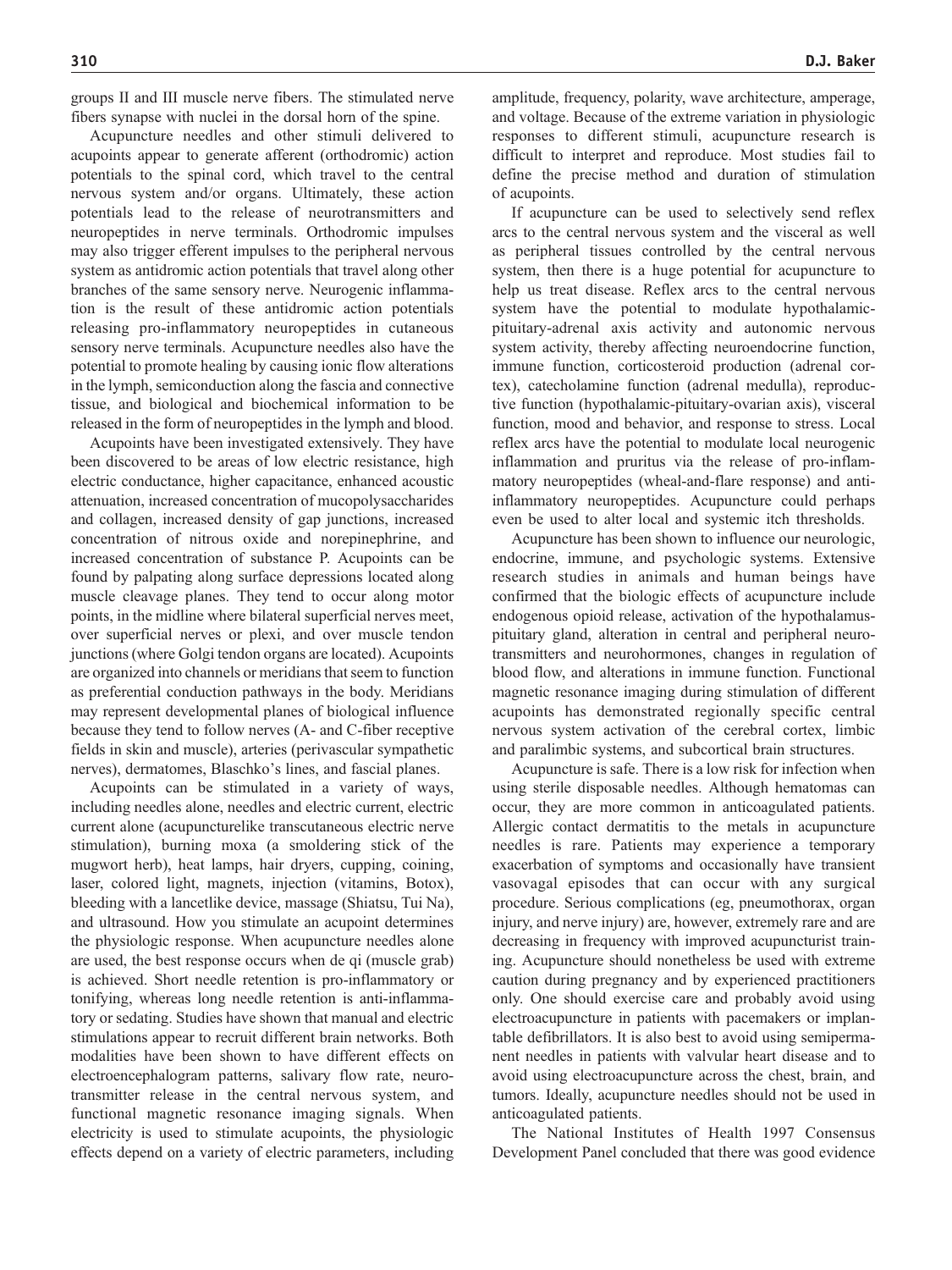groups II and III muscle nerve fibers. The stimulated nerve fibers synapse with nuclei in the dorsal horn of the spine.

Acupuncture needles and other stimuli delivered to acupoints appear to generate afferent (orthodromic) action potentials to the spinal cord, which travel to the central nervous system and/or organs. Ultimately, these action potentials lead to the release of neurotransmitters and neuropeptides in nerve terminals. Orthodromic impulses may also trigger efferent impulses to the peripheral nervous system as antidromic action potentials that travel along other branches of the same sensory nerve. Neurogenic inflammation is the result of these antidromic action potentials releasing pro-inflammatory neuropeptides in cutaneous sensory nerve terminals. Acupuncture needles also have the potential to promote healing by causing ionic flow alterations in the lymph, semiconduction along the fascia and connective tissue, and biological and biochemical information to be released in the form of neuropeptides in the lymph and blood.

Acupoints have been investigated extensively. They have been discovered to be areas of low electric resistance, high electric conductance, higher capacitance, enhanced acoustic attenuation, increased concentration of mucopolysaccharides and collagen, increased density of gap junctions, increased concentration of nitrous oxide and norepinephrine, and increased concentration of substance P. Acupoints can be found by palpating along surface depressions located along muscle cleavage planes. They tend to occur along motor points, in the midline where bilateral superficial nerves meet, over superficial nerves or plexi, and over muscle tendon junctions (where Golgi tendon organs are located). Acupoints are organized into channels or meridians that seem to function as preferential conduction pathways in the body. Meridians may represent developmental planes of biological influence because they tend to follow nerves (A- and C-fiber receptive fields in skin and muscle), arteries (perivascular sympathetic nerves), dermatomes, Blaschko's lines, and fascial planes.

Acupoints can be stimulated in a variety of ways, including needles alone, needles and electric current, electric current alone (acupuncturelike transcutaneous electric nerve stimulation), burning moxa (a smoldering stick of the mugwort herb), heat lamps, hair dryers, cupping, coining, laser, colored light, magnets, injection (vitamins, Botox), bleeding with a lancetlike device, massage (Shiatsu, Tui Na), and ultrasound. How you stimulate an acupoint determines the physiologic response. When acupuncture needles alone are used, the best response occurs when de qi (muscle grab) is achieved. Short needle retention is pro-inflammatory or tonifying, whereas long needle retention is anti-inflammatory or sedating. Studies have shown that manual and electric stimulations appear to recruit different brain networks. Both modalities have been shown to have different effects on electroencephalogram patterns, salivary flow rate, neurotransmitter release in the central nervous system, and functional magnetic resonance imaging signals. When electricity is used to stimulate acupoints, the physiologic effects depend on a variety of electric parameters, including amplitude, frequency, polarity, wave architecture, amperage, and voltage. Because of the extreme variation in physiologic responses to different stimuli, acupuncture research is difficult to interpret and reproduce. Most studies fail to define the precise method and duration of stimulation of acupoints.

If acupuncture can be used to selectively send reflex arcs to the central nervous system and the visceral as well as peripheral tissues controlled by the central nervous system, then there is a huge potential for acupuncture to help us treat disease. Reflex arcs to the central nervous system have the potential to modulate hypothalamic-pituitary-adrenal axis activity and autonomic nervous system activity, thereby affecting neuroendocrine function, immune function, corticosteroid production (adrenal cortex), catecholamine function (adrenal medulla), reproductive function (hypothalamic-pituitary-ovarian axis), visceral function, mood and behavior, and response to stress. Local reflex arcs have the potential to modulate local neurogenic inflammation and pruritus via the release of pro-inflammatory neuropeptides (wheal-and-flare response) and anti-inflammatory neuropeptides. Acupuncture could perhaps even be used to alter local and systemic itch thresholds.

Acupuncture has been shown to influence our neurologic, endocrine, immune, and psychologic systems. Extensive research studies in animals and human beings have confirmed that the biologic effects of acupuncture include endogenous opioid release, activation of the hypothalamus-pituitary gland, alteration in central and peripheral neurotransmitters and neurohormones, changes in regulation of blood flow, and alterations in immune function. Functional magnetic resonance imaging during stimulation of different acupoints has demonstrated regionally specific central nervous system activation of the cerebral cortex, limbic and paralimbic systems, and subcortical brain structures.

Acupuncture is safe. There is a low risk for infection when using sterile disposable needles. Although hematomas can occur, they are more common in anticoagulated patients. Allergic contact dermatitis to the metals in acupuncture needles is rare. Patients may experience a temporary exacerbation of symptoms and occasionally have transient vasovagal episodes that can occur with any surgical procedure. Serious complications (eg, pneumothorax, organ injury, and nerve injury) are, however, extremely rare and are decreasing in frequency with improved acupuncturist training. Acupuncture should nonetheless be used with extreme caution during pregnancy and by experienced practitioners only. One should exercise care and probably avoid using electroacupuncture in patients with pacemakers or implantable defibrillators. It is also best to avoid using semipermanent needles in patients with valvular heart disease and to avoid using electroacupuncture across the chest, brain, and tumors. Ideally, acupuncture needles should not be used in anticoagulated patients.

The National Institutes of Health 1997 Consensus Development Panel concluded that there was good evidence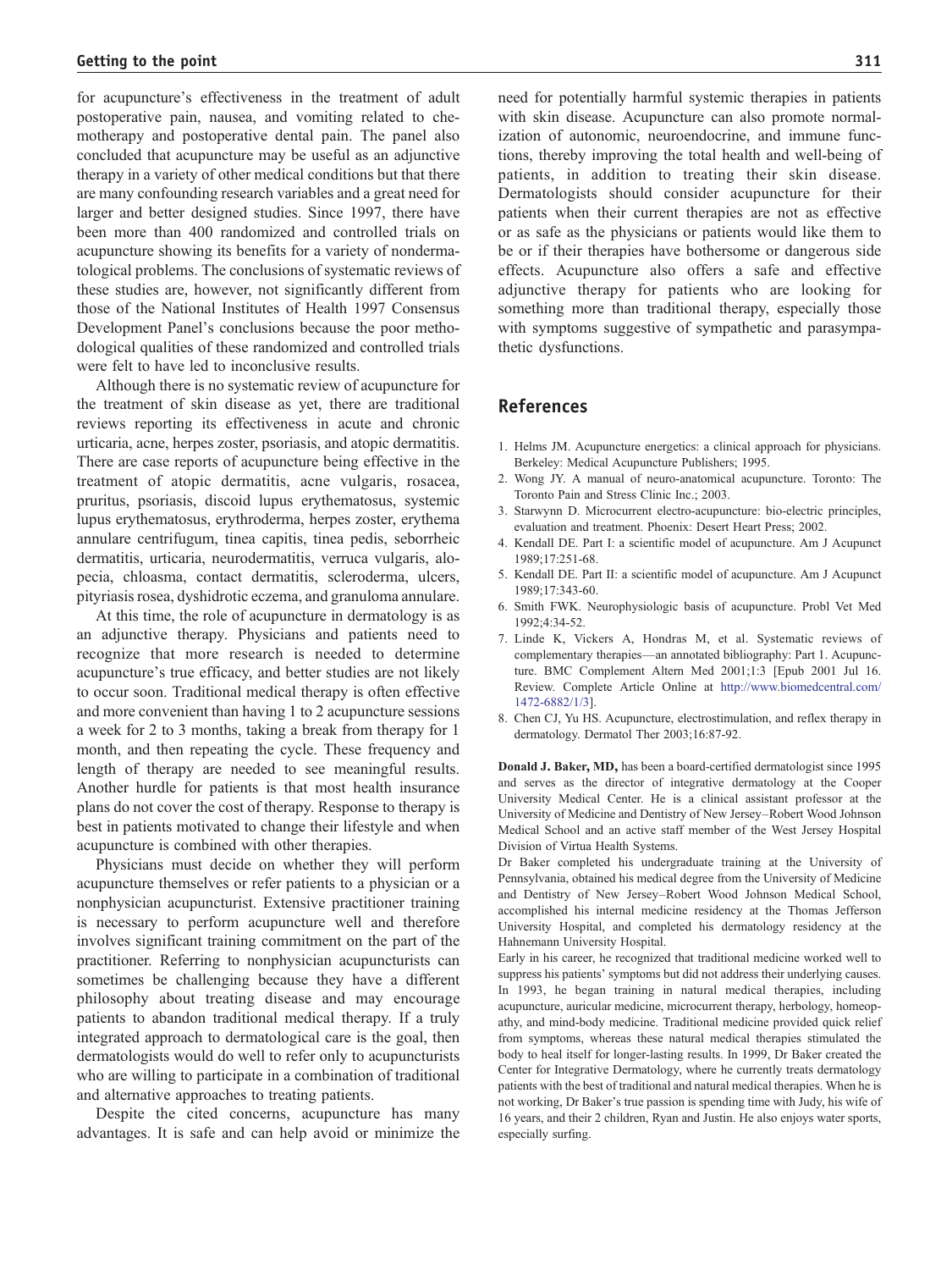for acupuncture's effectiveness in the treatment of adult postoperative pain, nausea, and vomiting related to chemotherapy and postoperative dental pain. The panel also concluded that acupuncture may be useful as an adjunctive therapy in a variety of other medical conditions but that there are many confounding research variables and a great need for larger and better designed studies. Since 1997, there have been more than 400 randomized and controlled trials on acupuncture showing its benefits for a variety of nondermatological problems. The conclusions of systematic reviews of these studies are, however, not significantly different from those of the National Institutes of Health 1997 Consensus Development Panel's conclusions because the poor methodological qualities of these randomized and controlled trials were felt to have led to inconclusive results.

Although there is no systematic review of acupuncture for the treatment of skin disease as yet, there are traditional reviews reporting its effectiveness in acute and chronic urticaria, acne, herpes zoster, psoriasis, and atopic dermatitis. There are case reports of acupuncture being effective in the treatment of atopic dermatitis, acne vulgaris, rosacea, pruritus, psoriasis, discoid lupus erythematosus, systemic lupus erythematosus, erythroderma, herpes zoster, erythema annulare centrifugum, tinea capitis, tinea pedis, seborrheic dermatitis, urticaria, neurodermatitis, verruca vulgaris, alopecia, chloasma, contact dermatitis, scleroderma, ulcers, pityriasis rosea, dyshidrotic eczema, and granuloma annulare.

At this time, the role of acupuncture in dermatology is as an adjunctive therapy. Physicians and patients need to recognize that more research is needed to determine acupuncture's true efficacy, and better studies are not likely to occur soon. Traditional medical therapy is often effective and more convenient than having 1 to 2 acupuncture sessions a week for 2 to 3 months, taking a break from therapy for 1 month, and then repeating the cycle. These frequency and length of therapy are needed to see meaningful results. Another hurdle for patients is that most health insurance plans do not cover the cost of therapy. Response to therapy is best in patients motivated to change their lifestyle and when acupuncture is combined with other therapies.

Physicians must decide on whether they will perform acupuncture themselves or refer patients to a physician or a nonphysician acupuncturist. Extensive practitioner training is necessary to perform acupuncture well and therefore involves significant training commitment on the part of the practitioner. Referring to nonphysician acupuncturists can sometimes be challenging because they have a different philosophy about treating disease and may encourage patients to abandon traditional medical therapy. If a truly integrated approach to dermatological care is the goal, then dermatologists would do well to refer only to acupuncturists who are willing to participate in a combination of traditional and alternative approaches to treating patients.

Despite the cited concerns, acupuncture has many advantages. It is safe and can help avoid or minimize the need for potentially harmful systemic therapies in patients with skin disease. Acupuncture can also promote normalization of autonomic, neuroendocrine, and immune functions, thereby improving the total health and well-being of patients, in addition to treating their skin disease. Dermatologists should consider acupuncture for their patients when their current therapies are not as effective or as safe as the physicians or patients would like them to be or if their therapies have bothersome or dangerous side effects. Acupuncture also offers a safe and effective adjunctive therapy for patients who are looking for something more than traditional therapy, especially those with symptoms suggestive of sympathetic and parasympathetic dysfunctions.

## References

1. Helms JM. Acupuncture energetics: a clinical approach for physicians. Berkeley: Medical Acupuncture Publishers; 1995.
2. Wong JY. A manual of neuro-anatomical acupuncture. Toronto: The Toronto Pain and Stress Clinic Inc.; 2003.
3. Starwynn D. Microcurrent electro-acupuncture: bio-electric principles, evaluation and treatment. Phoenix: Desert Heart Press; 2002.
4. Kendall DE. Part I: a scientific model of acupuncture. Am J Acupunct 1989;17:251-68.
5. Kendall DE. Part II: a scientific model of acupuncture. Am J Acupunct 1989;17:343-60.
6. Smith FWK. Neurophysiologic basis of acupuncture. Probl Vet Med 1992;4:34-52.
7. Linde K, Vickers A, Hondras M, et al. Systematic reviews of complementary therapies—an annotated bibliography: Part 1. Acupuncture. BMC Complement Altern Med 2001;1:3 [Epub 2001 Jul 16. Review. Complete Article Online at http://www.biomedcentral.com/1472-6882/1/3].
8. Chen CJ, Yu HS. Acupuncture, electrostimulation, and reflex therapy in dermatology. Dermatol Ther 2003;16:87-92.

**Donald J. Baker, MD,** has been a board-certified dermatologist since 1995 and serves as the director of integrative dermatology at the Cooper University Medical Center. He is a clinical assistant professor at the University of Medicine and Dentistry of New Jersey–Robert Wood Johnson Medical School and an active staff member of the West Jersey Hospital Division of Virtua Health Systems.

Dr Baker completed his undergraduate training at the University of Pennsylvania, obtained his medical degree from the University of Medicine and Dentistry of New Jersey–Robert Wood Johnson Medical School, accomplished his internal medicine residency at the Thomas Jefferson University Hospital, and completed his dermatology residency at the Hahnemann University Hospital.

Early in his career, he recognized that traditional medicine worked well to suppress his patients' symptoms but did not address their underlying causes. In 1993, he began training in natural medical therapies, including acupuncture, auricular medicine, microcurrent therapy, herbology, homeopathy, and mind-body medicine. Traditional medicine provided quick relief from symptoms, whereas these natural medical therapies stimulated the body to heal itself for longer-lasting results. In 1999, Dr Baker created the Center for Integrative Dermatology, where he currently treats dermatology patients with the best of traditional and natural medical therapies. When he is not working, Dr Baker's true passion is spending time with Judy, his wife of 16 years, and their 2 children, Ryan and Justin. He also enjoys water sports, especially surfing.